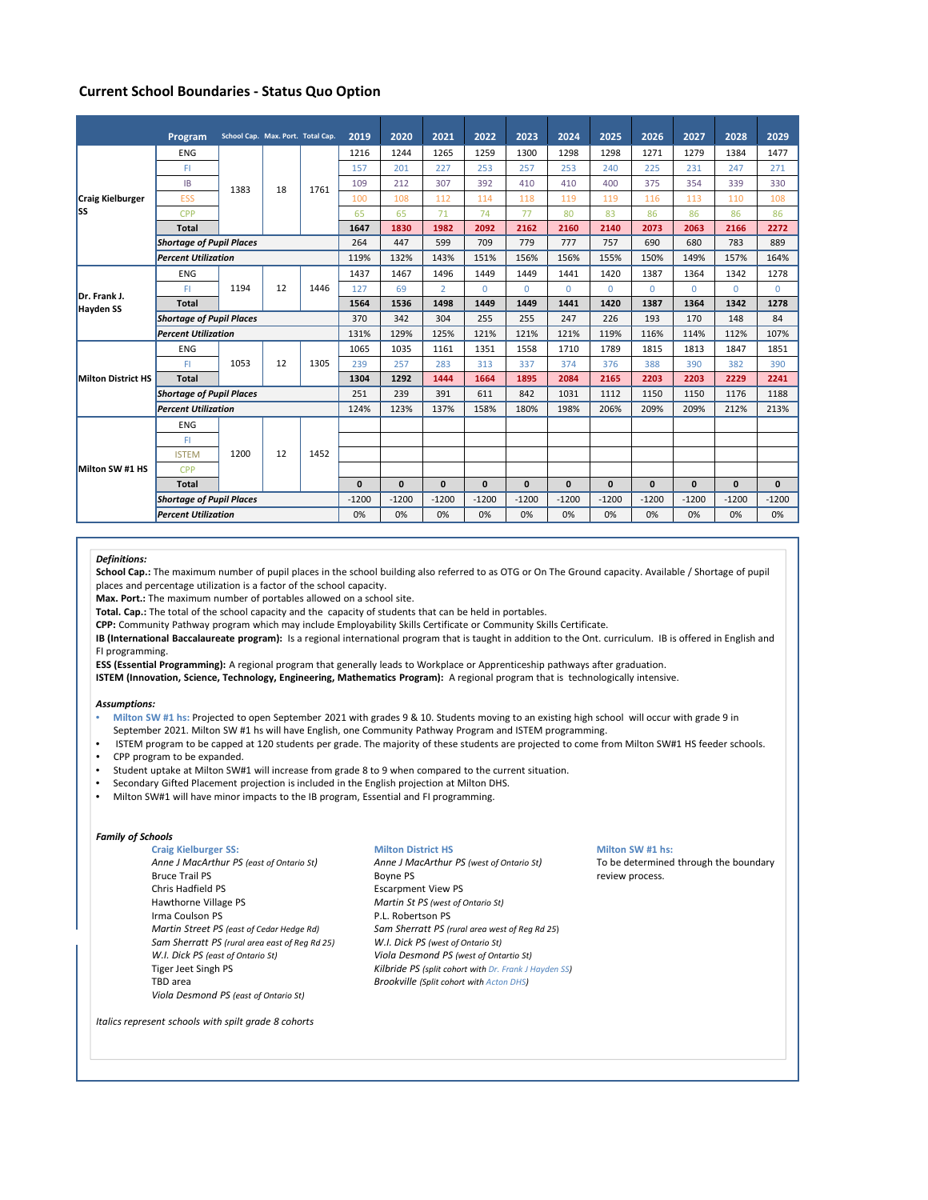## Current School Boundaries - Status Quo Option

| School | Program | School Cap. | Max. Port. | Total Cap. | 2019 | 2020 | 2021 | 2022 | 2023 | 2024 | 2025 | 2026 | 2027 | 2028 | 2029 |
|---|---|---|---|---|---|---|---|---|---|---|---|---|---|---|---|
| Craig Kielburger SS | ENG | 1383 | 18 | 1761 | 1216 | 1244 | 1265 | 1259 | 1300 | 1298 | 1298 | 1271 | 1279 | 1384 | 1477 |
| | FI | | | | 157 | 201 | 227 | 253 | 257 | 253 | 240 | 225 | 231 | 247 | 271 |
| | IB | | | | 109 | 212 | 307 | 392 | 410 | 410 | 400 | 375 | 354 | 339 | 330 |
| | ESS | | | | 100 | 108 | 112 | 114 | 118 | 119 | 119 | 116 | 113 | 110 | 108 |
| | CPP | | | | 65 | 65 | 71 | 74 | 77 | 80 | 83 | 86 | 86 | 86 | 86 |
| | **Total** | | | | **1647** | **1830** | **1982** | **2092** | **2162** | **2160** | **2140** | **2073** | **2063** | **2166** | **2272** |
| | ***Shortage of Pupil Places*** | | | | 264 | 447 | 599 | 709 | 779 | 777 | 757 | 690 | 680 | 783 | 889 |
| | ***Percent Utilization*** | | | | 119% | 132% | 143% | 151% | 156% | 156% | 155% | 150% | 149% | 157% | 164% |
| Dr. Frank J. Hayden SS | ENG | 1194 | 12 | 1446 | 1437 | 1467 | 1496 | 1449 | 1449 | 1441 | 1420 | 1387 | 1364 | 1342 | 1278 |
| | FI | | | | 127 | 69 | 2 | 0 | 0 | 0 | 0 | 0 | 0 | 0 | 0 |
| | **Total** | | | | **1564** | **1536** | **1498** | **1449** | **1449** | **1441** | **1420** | **1387** | **1364** | **1342** | **1278** |
| | ***Shortage of Pupil Places*** | | | | 370 | 342 | 304 | 255 | 255 | 247 | 226 | 193 | 170 | 148 | 84 |
| | ***Percent Utilization*** | | | | 131% | 129% | 125% | 121% | 121% | 121% | 119% | 116% | 114% | 112% | 107% |
| Milton District HS | ENG | 1053 | 12 | 1305 | 1065 | 1035 | 1161 | 1351 | 1558 | 1710 | 1789 | 1815 | 1813 | 1847 | 1851 |
| | FI | | | | 239 | 257 | 283 | 313 | 337 | 374 | 376 | 388 | 390 | 382 | 390 |
| | **Total** | | | | **1304** | **1292** | **1444** | **1664** | **1895** | **2084** | **2165** | **2203** | **2203** | **2229** | **2241** |
| | ***Shortage of Pupil Places*** | | | | 251 | 239 | 391 | 611 | 842 | 1031 | 1112 | 1150 | 1150 | 1176 | 1188 |
| | ***Percent Utilization*** | | | | 124% | 123% | 137% | 158% | 180% | 198% | 206% | 209% | 209% | 212% | 213% |
| Milton SW #1 HS | ENG | 1200 | 12 | 1452 | | | | | | | | | | | |
| | FI | | | | | | | | | | | | | | |
| | ISTEM | | | | | | | | | | | | | | |
| | CPP | | | | | | | | | | | | | | |
| | **Total** | | | | **0** | **0** | **0** | **0** | **0** | **0** | **0** | **0** | **0** | **0** | **0** |
| | ***Shortage of Pupil Places*** | | | | -1200 | -1200 | -1200 | -1200 | -1200 | -1200 | -1200 | -1200 | -1200 | -1200 | -1200 |
| | ***Percent Utilization*** | | | | 0% | 0% | 0% | 0% | 0% | 0% | 0% | 0% | 0% | 0% | 0% |

***Definitions:***

**School Cap.:** The maximum number of pupil places in the school building also referred to as OTG or On The Ground capacity. Available / Shortage of pupil places and percentage utilization is a factor of the school capacity.

**Max. Port.:** The maximum number of portables allowed on a school site.

**Total. Cap.:** The total of the school capacity and the capacity of students that can be held in portables.

**CPP:** Community Pathway program which may include Employability Skills Certificate or Community Skills Certificate.

**IB (International Baccalaureate program):** Is a regional international program that is taught in addition to the Ont. curriculum. IB is offered in English and FI programming.

**ESS (Essential Programming):** A regional program that generally leads to Workplace or Apprenticeship pathways after graduation.

**ISTEM (Innovation, Science, Technology, Engineering, Mathematics Program):** A regional program that is technologically intensive.

***Assumptions:***

- Milton SW #1 hs: Projected to open September 2021 with grades 9 & 10. Students moving to an existing high school will occur with grade 9 in September 2021. Milton SW #1 hs will have English, one Community Pathway Program and ISTEM programming.
- ISTEM program to be capped at 120 students per grade. The majority of these students are projected to come from Milton SW#1 HS feeder schools.
- CPP program to be expanded.
- Student uptake at Milton SW#1 will increase from grade 8 to 9 when compared to the current situation.
- Secondary Gifted Placement projection is included in the English projection at Milton DHS.
- Milton SW#1 will have minor impacts to the IB program, Essential and FI programming.

***Family of Schools***

**Craig Kielburger SS:**
- *Anne J MacArthur PS (east of Ontario St)*
- Bruce Trail PS
- Chris Hadfield PS
- Hawthorne Village PS
- Irma Coulson PS
- *Martin Street PS (east of Cedar Hedge Rd)*
- *Sam Sherratt PS (rural area east of Reg Rd 25)*
- *W.I. Dick PS (east of Ontario St)*
- Tiger Jeet Singh PS
- TBD area
- *Viola Desmond PS (east of Ontario St)*

**Milton District HS**
- *Anne J MacArthur PS (west of Ontario St)*
- Boyne PS
- Escarpment View PS
- *Martin St PS (west of Ontario St)*
- P.L. Robertson PS
- *Sam Sherratt PS (rural area west of Reg Rd 25)*
- *W.I. Dick PS (west of Ontario St)*
- *Viola Desmond PS (west of Ontartio St)*
- *Kilbride PS (split cohort with Dr. Frank J Hayden SS)*
- *Brookville (Split cohort with Acton DHS)*

**Milton SW #1 hs:**
To be determined through the boundary review process.

*Italics represent schools with spilt grade 8 cohorts*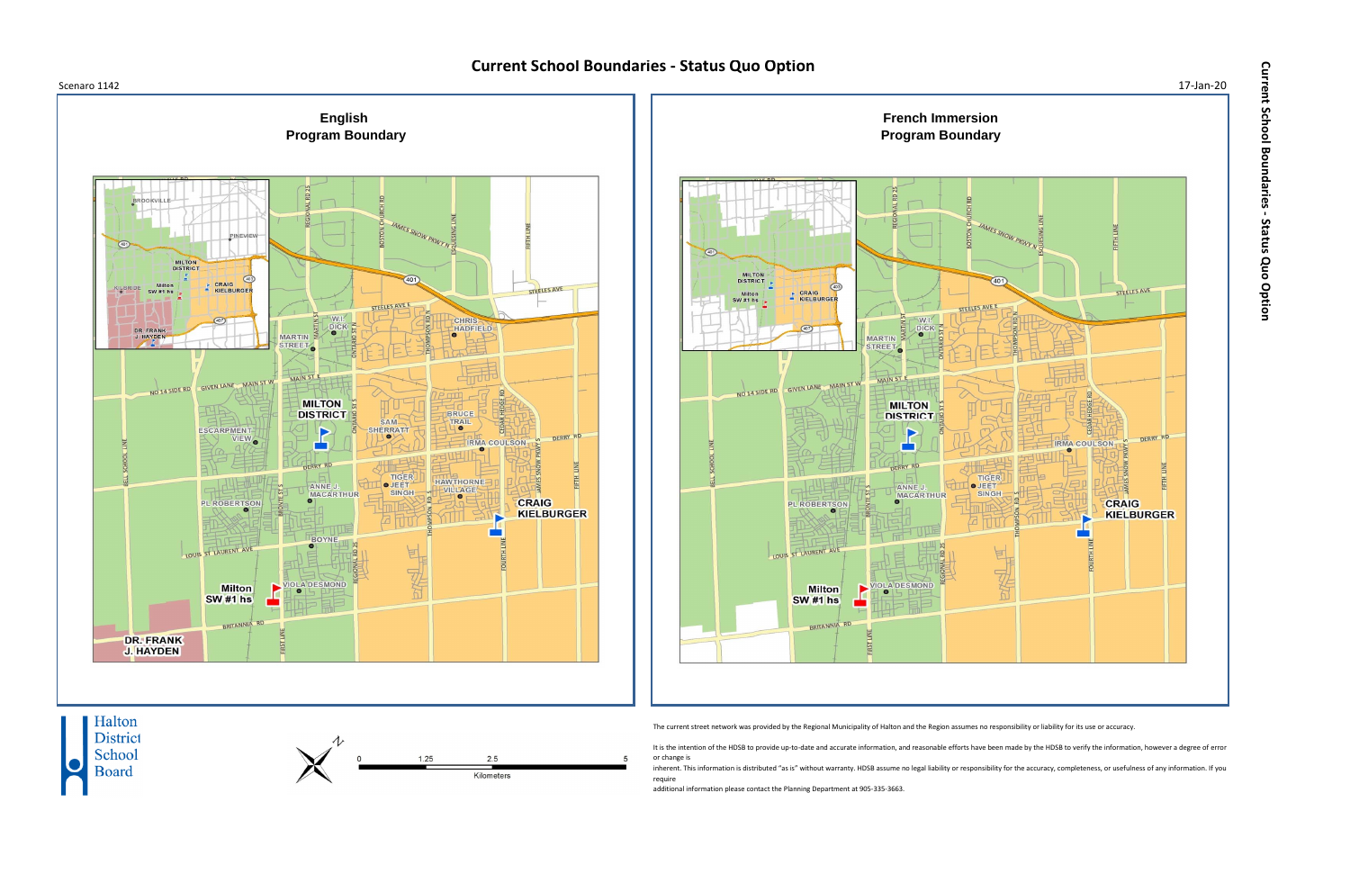# Current School Boundaries - Status Quo Option

Scenaro 1142

17-Jan-20

## English Program Boundary

BROOKVILLE
PINEVIEW
401
MILTON DISTRICT
407
CLOSED
Milton SW #1 hs
CRAIG KIELBURGER
407
DR. FRANK J. HAYDEN

REGIONAL RD 25
BOSTON CHURCH RD
JAMES SNOW PKWY N
ESQUESING LINE
FIFTH LINE
401
STEELES AVE
STEELES AVE E
W.I. DICK
MARTIN STREET
MARTIN ST
ONTARIO ST N
CHRIS HADFIELD
THOMPSON RD N
NO 14 SIDE RD
GIVEN LANE
MAIN ST W
MAIN ST E
MILTON DISTRICT
ESCARPMENT VIEW
SAM SHERRATT
BRUCE TRAIL
CEDAR HEDGE RD
IRMA COULSON
DERRY RD
BELL SCHOOL LINE
DERRY RD
TIGER JEET SINGH
HAWTHORNE VILLAGE
ANNE J. MACARTHUR
JAMES SNOW PKWY S
FIFTH LINE
PL ROBERTSON
BRONTE ST S
CRAIG KIELBURGER
BOYNE
LOUIS ST LAURENT AVE
FOURTH LINE
REGIONAL RD 25
Milton SW #1 hs
VIOLA DESMOND
BRITANNIA RD
FIRST LINE
DR. FRANK J. HAYDEN

## French Immersion Program Boundary

401
MILTON DISTRICT
Milton SW #1 hs
CRAIG KIELBURGER
407
407

REGIONAL RD 25
BOSTON CHURCH RD
JAMES SNOW PKWY N
ESQUESING LINE
FIFTH LINE
401
STEELES AVE
STEELES AVE E
W.I. DICK
MARTIN STREET
MARTIN ST
ONTARIO ST N
THOMPSON RD N
NO 14 SIDE RD
GIVEN LANE
MAIN ST W
MAIN ST E
MILTON DISTRICT
CEDAR HEDGE RD
IRMA COULSON
DERRY RD
BELL SCHOOL LINE
DERRY RD
TIGER JEET SINGH
ANNE J. MACARTHUR
JAMES SNOW PKWY S
FIFTH LINE
PL ROBERTSON
BRONTE ST S
CRAIG KIELBURGER
THOMPSON RD S
LOUIS ST LAURENT AVE
FOURTH LINE
REGIONAL RD 25
Milton SW #1 hs
VIOLA DESMOND
BRITANNIA RD
FIRST LINE

Halton District School Board

N

0 1.25 2.5 5
Kilometers

The current street network was provided by the Regional Municipality of Halton and the Region assumes no responsibility or liability for its use or accuracy.

It is the intention of the HDSB to provide up-to-date and accurate information, and reasonable efforts have been made by the HDSB to verify the information, however a degree of error or change is
inherent. This information is distributed "as is" without warranty. HDSB assume no legal liability or responsibility for the accuracy, completeness, or usefulness of any information. If you require
additional information please contact the Planning Department at 905-335-3663.